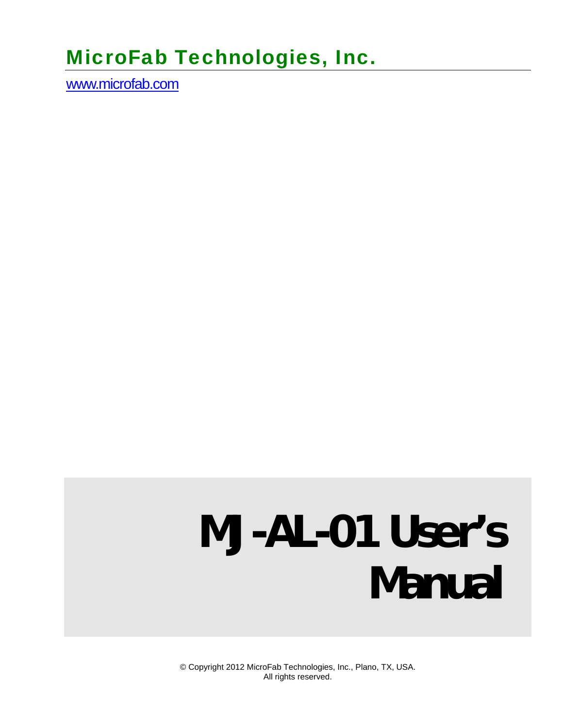# MicroFab Technologies, Inc.

www.microfab.com

# MJ-AL-01 User's Manual

© Copyright 2012 MicroFab Technologies, Inc., Plano, TX, USA.
All rights reserved.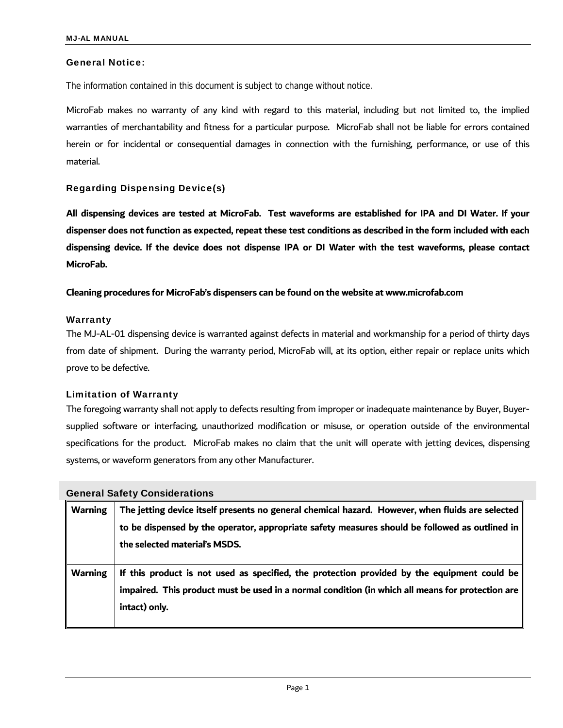## General Notice:

The information contained in this document is subject to change without notice.

MicroFab makes no warranty of any kind with regard to this material, including but not limited to, the implied warranties of merchantability and fitness for a particular purpose. MicroFab shall not be liable for errors contained herein or for incidental or consequential damages in connection with the furnishing, performance, or use of this material.

## Regarding Dispensing Device(s)

**All dispensing devices are tested at MicroFab. Test waveforms are established for IPA and DI Water. If your dispenser does not function as expected, repeat these test conditions as described in the form included with each dispensing device. If the device does not dispense IPA or DI Water with the test waveforms, please contact MicroFab.**

**Cleaning procedures for MicroFab's dispensers can be found on the website at www.microfab.com**

### Warranty

The MJ-AL-01 dispensing device is warranted against defects in material and workmanship for a period of thirty days from date of shipment. During the warranty period, MicroFab will, at its option, either repair or replace units which prove to be defective.

### Limitation of Warranty

The foregoing warranty shall not apply to defects resulting from improper or inadequate maintenance by Buyer, Buyer-supplied software or interfacing, unauthorized modification or misuse, or operation outside of the environmental specifications for the product. MicroFab makes no claim that the unit will operate with jetting devices, dispensing systems, or waveform generators from any other Manufacturer.

## General Safety Considerations

| | |
|---|---|
| **Warning** | **The jetting device itself presents no general chemical hazard. However, when fluids are selected to be dispensed by the operator, appropriate safety measures should be followed as outlined in the selected material's MSDS.** |
| **Warning** | **If this product is not used as specified, the protection provided by the equipment could be impaired. This product must be used in a normal condition (in which all means for protection are intact) only.** |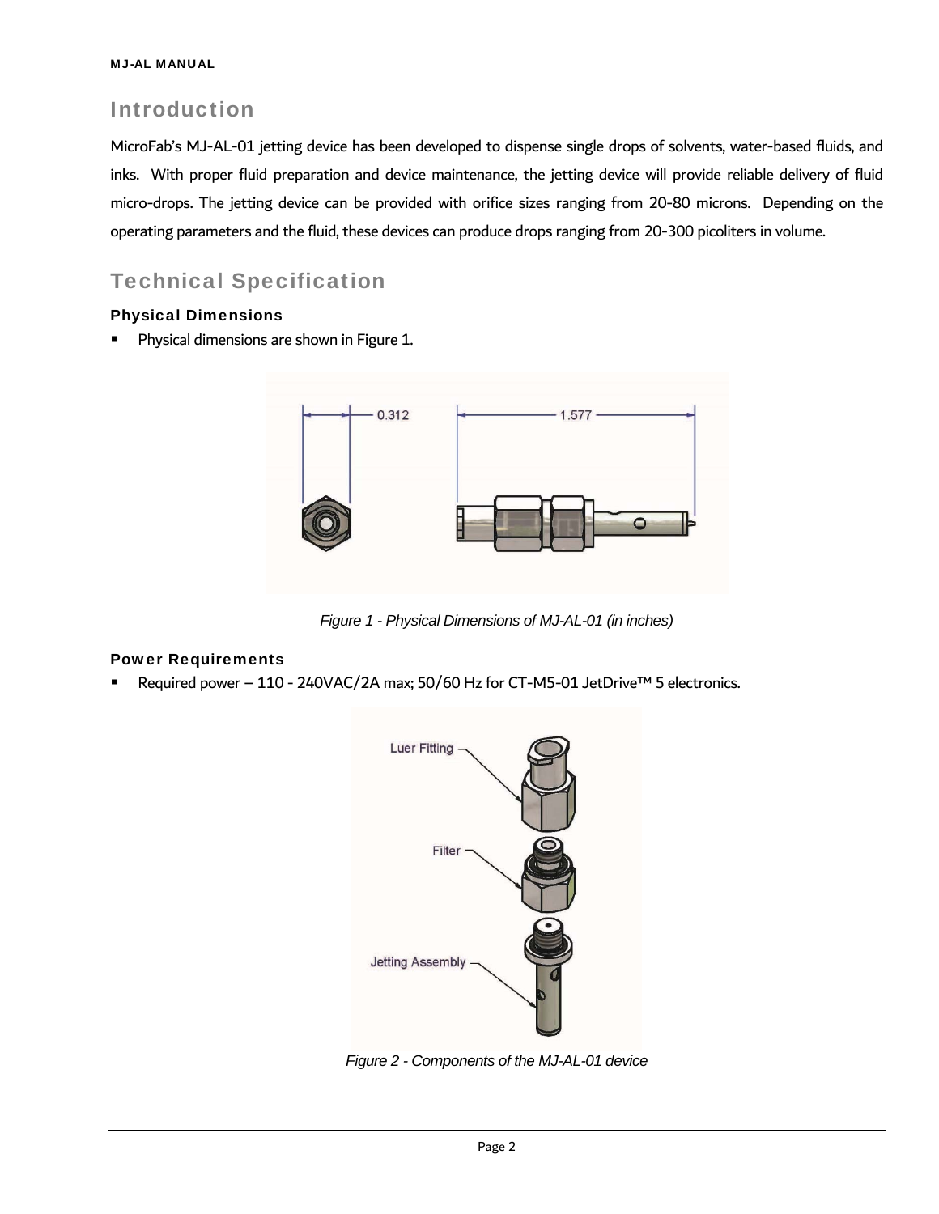# Introduction

MicroFab's MJ-AL-01 jetting device has been developed to dispense single drops of solvents, water-based fluids, and inks. With proper fluid preparation and device maintenance, the jetting device will provide reliable delivery of fluid micro-drops. The jetting device can be provided with orifice sizes ranging from 20-80 microns. Depending on the operating parameters and the fluid, these devices can produce drops ranging from 20-300 picoliters in volume.

# Technical Specification

### Physical Dimensions

- Physical dimensions are shown in Figure 1.

*Figure 1 - Physical Dimensions of MJ-AL-01 (in inches)*

### Power Requirements

- Required power – 110 - 240VAC/2A max; 50/60 Hz for CT-M5-01 JetDrive™ 5 electronics.

*Figure 2 - Components of the MJ-AL-01 device*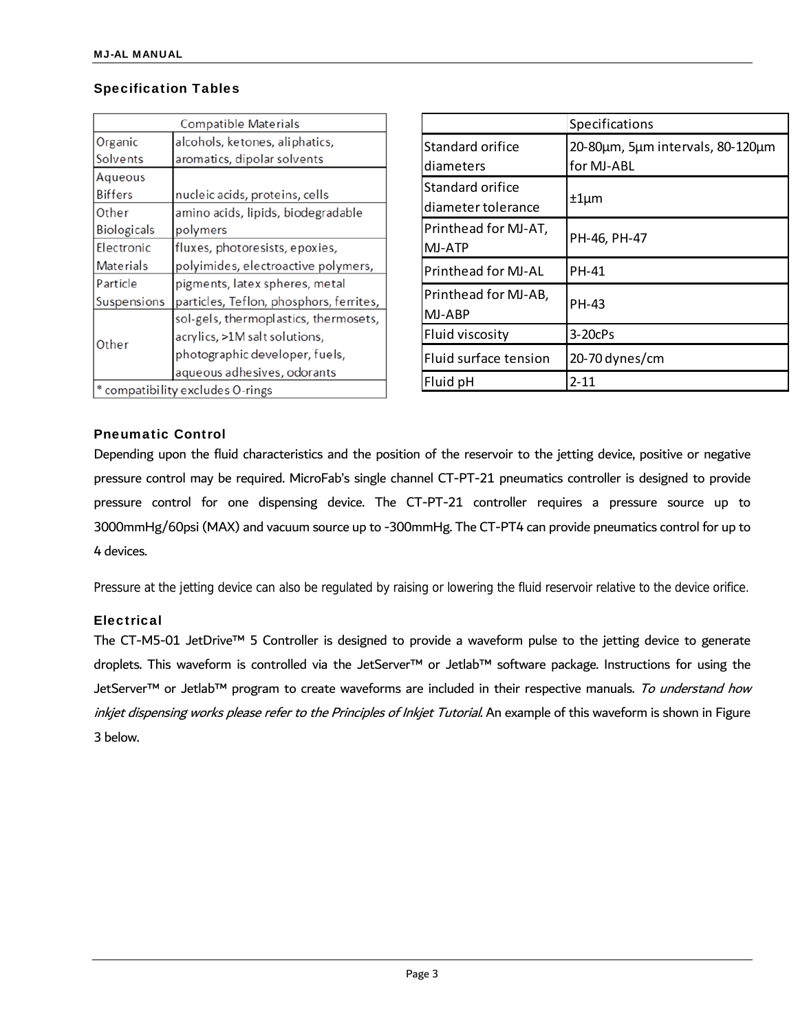## Specification Tables

| Compatible Materials | |
|---|---|
| Organic Solvents | alcohols, ketones, aliphatics, aromatics, dipolar solvents |
| Aqueous Biffers | nucleic acids, proteins, cells |
| Other Biologicals | amino acids, lipids, biodegradable polymers |
| Electronic Materials | fluxes, photoresists, epoxies, polyimides, electroactive polymers, |
| Particle Suspensions | pigments, latex spheres, metal particles, Teflon, phosphors, ferrites, |
| Other | sol-gels, thermoplastics, thermosets, acrylics, >1M salt solutions, photographic developer, fuels, aqueous adhesives, odorants |
| * compatibility excludes O-rings | |

| | Specifications |
|---|---|
| Standard orifice diameters | 20-80µm, 5µm intervals, 80-120µm for MJ-ABL |
| Standard orifice diameter tolerance | ±1µm |
| Printhead for MJ-AT, MJ-ATP | PH-46, PH-47 |
| Printhead for MJ-AL | PH-41 |
| Printhead for MJ-AB, MJ-ABP | PH-43 |
| Fluid viscosity | 3-20cPs |
| Fluid surface tension | 20-70 dynes/cm |
| Fluid pH | 2-11 |

### Pneumatic Control

Depending upon the fluid characteristics and the position of the reservoir to the jetting device, positive or negative pressure control may be required. MicroFab's single channel CT-PT-21 pneumatics controller is designed to provide pressure control for one dispensing device. The CT-PT-21 controller requires a pressure source up to 3000mmHg/60psi (MAX) and vacuum source up to -300mmHg. The CT-PT4 can provide pneumatics control for up to 4 devices.

Pressure at the jetting device can also be regulated by raising or lowering the fluid reservoir relative to the device orifice.

### Electrical

The CT-M5-01 JetDrive™ 5 Controller is designed to provide a waveform pulse to the jetting device to generate droplets. This waveform is controlled via the JetServer™ or Jetlab™ software package. Instructions for using the JetServer™ or Jetlab™ program to create waveforms are included in their respective manuals. *To understand how inkjet dispensing works please refer to the Principles of Inkjet Tutorial.* An example of this waveform is shown in Figure 3 below.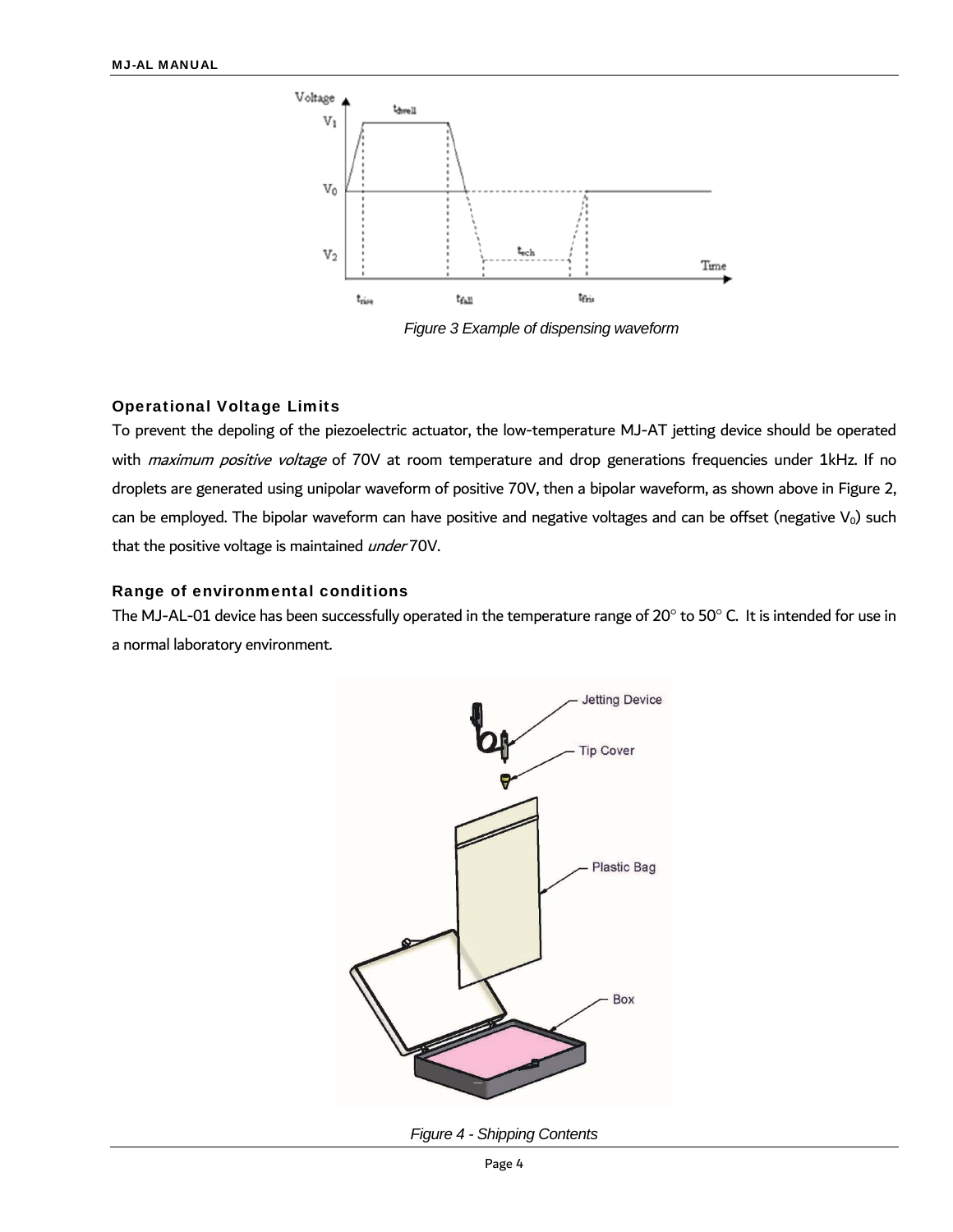Figure 3 Example of dispensing waveform

### Operational Voltage Limits

To prevent the depoling of the piezoelectric actuator, the low-temperature MJ-AT jetting device should be operated with *maximum positive voltage* of 70V at room temperature and drop generations frequencies under 1kHz. If no droplets are generated using unipolar waveform of positive 70V, then a bipolar waveform, as shown above in Figure 2, can be employed. The bipolar waveform can have positive and negative voltages and can be offset (negative $V_0$) such that the positive voltage is maintained *under* 70V.

### Range of environmental conditions

The MJ-AL-01 device has been successfully operated in the temperature range of 20° to 50° C. It is intended for use in a normal laboratory environment.

Figure 4 - Shipping Contents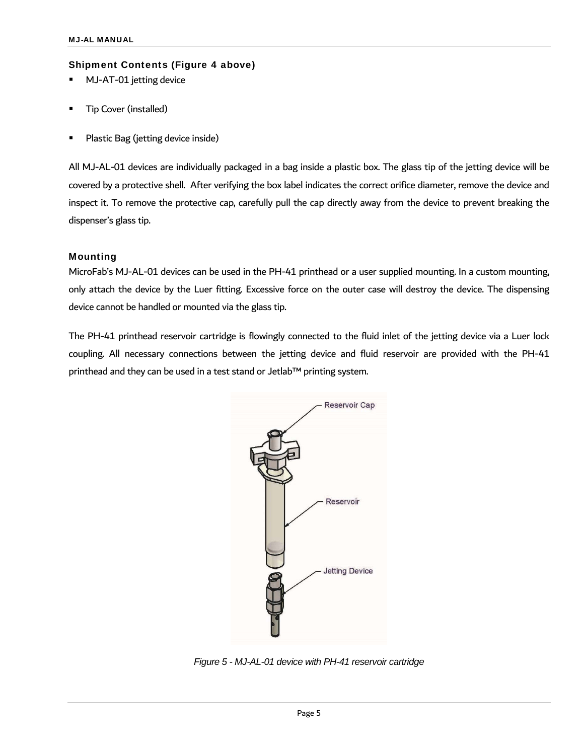### Shipment Contents (Figure 4 above)

- MJ-AT-01 jetting device
- Tip Cover (installed)
- Plastic Bag (jetting device inside)

All MJ-AL-01 devices are individually packaged in a bag inside a plastic box. The glass tip of the jetting device will be covered by a protective shell. After verifying the box label indicates the correct orifice diameter, remove the device and inspect it. To remove the protective cap, carefully pull the cap directly away from the device to prevent breaking the dispenser's glass tip.

### Mounting

MicroFab's MJ-AL-01 devices can be used in the PH-41 printhead or a user supplied mounting. In a custom mounting, only attach the device by the Luer fitting. Excessive force on the outer case will destroy the device. The dispensing device cannot be handled or mounted via the glass tip.

The PH-41 printhead reservoir cartridge is flowingly connected to the fluid inlet of the jetting device via a Luer lock coupling. All necessary connections between the jetting device and fluid reservoir are provided with the PH-41 printhead and they can be used in a test stand or Jetlab™ printing system.

*Figure 5 - MJ-AL-01 device with PH-41 reservoir cartridge*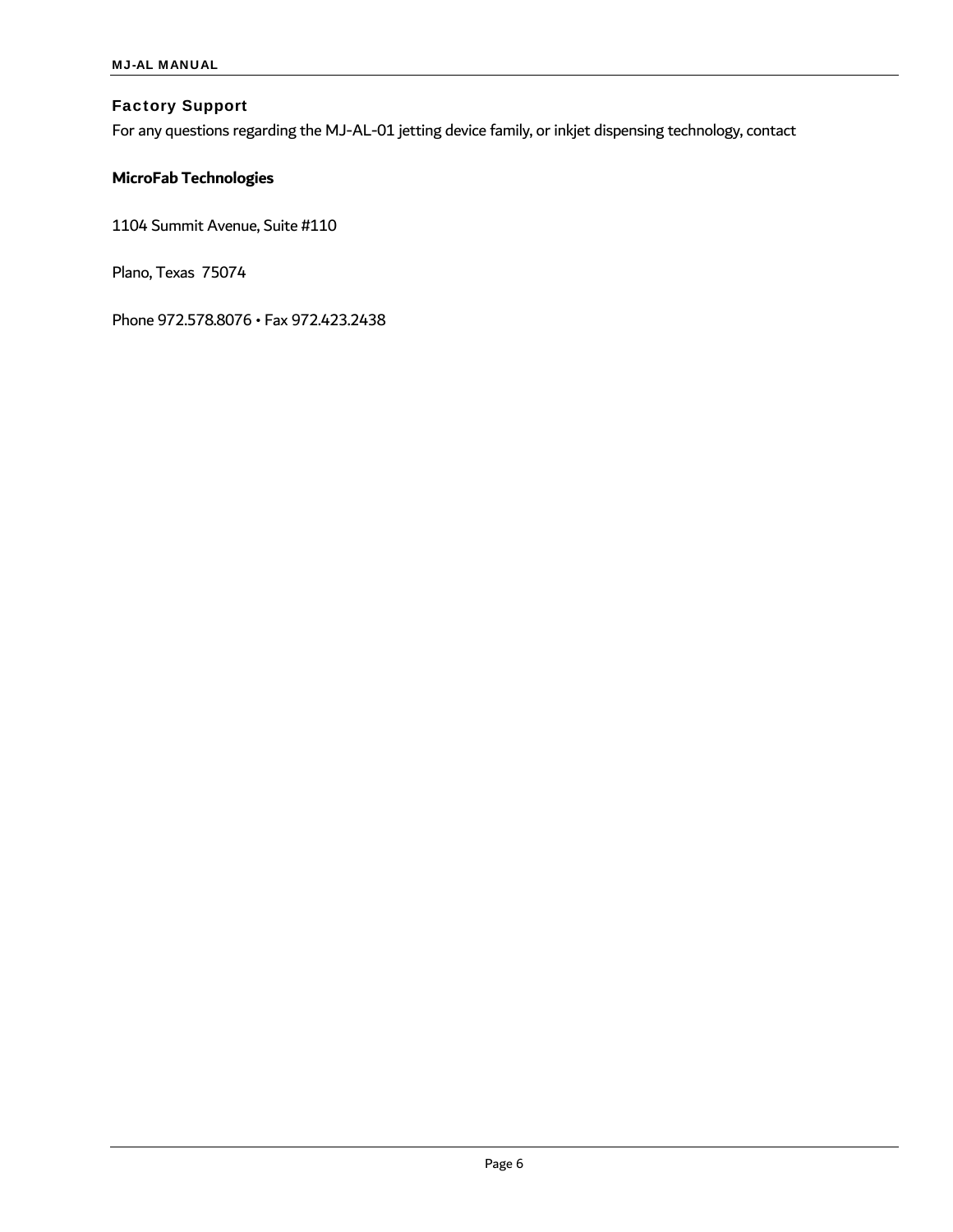## Factory Support

For any questions regarding the MJ-AL-01 jetting device family, or inkjet dispensing technology, contact

**MicroFab Technologies**

1104 Summit Avenue, Suite #110

Plano, Texas  75074

Phone 972.578.8076 • Fax 972.423.2438